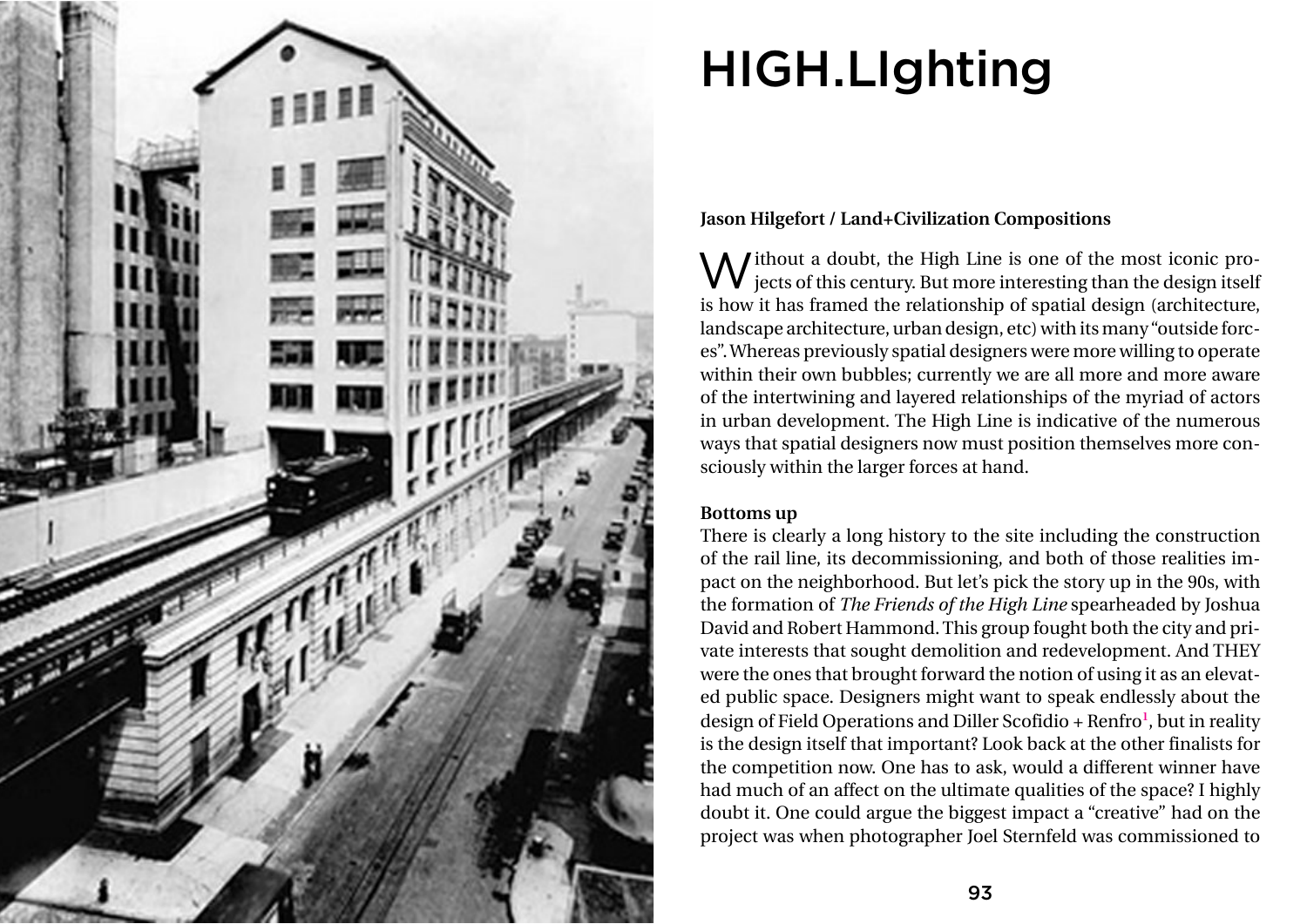# HIGH.LIghting

**Jason Hilgefort / Land+Civilization Compositions**

Without a doubt, the High Line is one of the most iconic projects of this century. But more interesting than the design itself is how it has framed the relationship of spatial design (architecture, landscape architecture, urban design, etc) with its many "outside forces". Whereas previously spatial designers were more willing to operate within their own bubbles; currently we are all more and more aware of the intertwining and layered relationships of the myriad of actors in urban development. The High Line is indicative of the numerous ways that spatial designers now must position themselves more consciously within the larger forces at hand.

**Bottoms up**

There is clearly a long history to the site including the construction of the rail line, its decommissioning, and both of those realities impact on the neighborhood. But let's pick the story up in the 90s, with the formation of *The Friends of the High Line* spearheaded by Joshua David and Robert Hammond. This group fought both the city and private interests that sought demolition and redevelopment. And THEY were the ones that brought forward the notion of using it as an elevated public space. Designers might want to speak endlessly about the design of Field Operations and Diller Scofidio + Renfro[1], but in reality is the design itself that important? Look back at the other finalists for the competition now. One has to ask, would a different winner have had much of an affect on the ultimate qualities of the space? I highly doubt it. One could argue the biggest impact a "creative" had on the project was when photographer Joel Sternfeld was commissioned to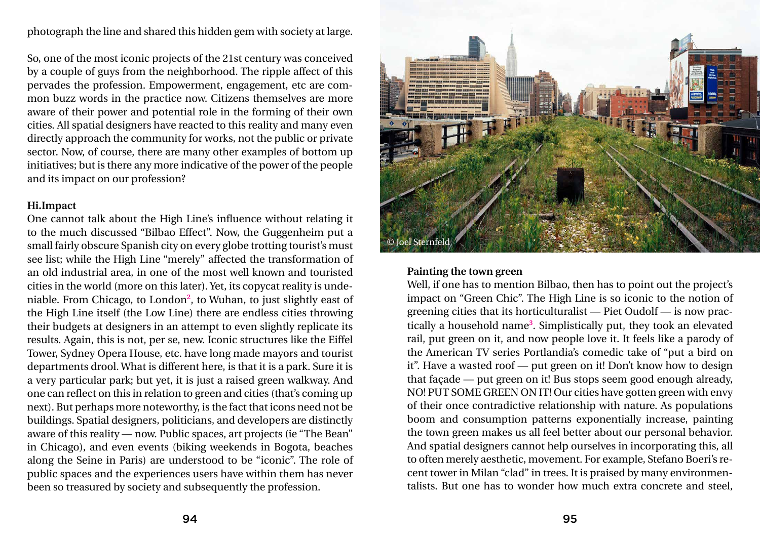photograph the line and shared this hidden gem with society at large.

So, one of the most iconic projects of the 21st century was conceived by a couple of guys from the neighborhood. The ripple affect of this pervades the profession. Empowerment, engagement, etc are common buzz words in the practice now. Citizens themselves are more aware of their power and potential role in the forming of their own cities. All spatial designers have reacted to this reality and many even directly approach the community for works, not the public or private sector. Now, of course, there are many other examples of bottom up initiatives; but is there any more indicative of the power of the people and its impact on our profession?

**Hi.Impact**

One cannot talk about the High Line's influence without relating it to the much discussed "Bilbao Effect". Now, the Guggenheim put a small fairly obscure Spanish city on every globe trotting tourist's must see list; while the High Line "merely" affected the transformation of an old industrial area, in one of the most well known and touristed cities in the world (more on this later). Yet, its copycat reality is undeniable. From Chicago, to London[2], to Wuhan, to just slightly east of the High Line itself (the Low Line) there are endless cities throwing their budgets at designers in an attempt to even slightly replicate its results. Again, this is not, per se, new. Iconic structures like the Eiffel Tower, Sydney Opera House, etc. have long made mayors and tourist departments drool. What is different here, is that it is a park. Sure it is a very particular park; but yet, it is just a raised green walkway. And one can reflect on this in relation to green and cities (that's coming up next). But perhaps more noteworthy, is the fact that icons need not be buildings. Spatial designers, politicians, and developers are distinctly aware of this reality — now. Public spaces, art projects (ie "The Bean" in Chicago), and even events (biking weekends in Bogota, beaches along the Seine in Paris) are understood to be "iconic". The role of public spaces and the experiences users have within them has never been so treasured by society and subsequently the profession.

© Joel Sternfeld

**Painting the town green**

Well, if one has to mention Bilbao, then has to point out the project's impact on "Green Chic". The High Line is so iconic to the notion of greening cities that its horticulturalist — Piet Oudolf — is now practically a household name[3]. Simplistically put, they took an elevated rail, put green on it, and now people love it. It feels like a parody of the American TV series Portlandia's comedic take of "put a bird on it". Have a wasted roof — put green on it! Don't know how to design that façade — put green on it! Bus stops seem good enough already, NO! PUT SOME GREEN ON IT! Our cities have gotten green with envy of their once contradictive relationship with nature. As populations boom and consumption patterns exponentially increase, painting the town green makes us all feel better about our personal behavior. And spatial designers cannot help ourselves in incorporating this, all to often merely aesthetic, movement. For example, Stefano Boeri's recent tower in Milan "clad" in trees. It is praised by many environmentalists. But one has to wonder how much extra concrete and steel,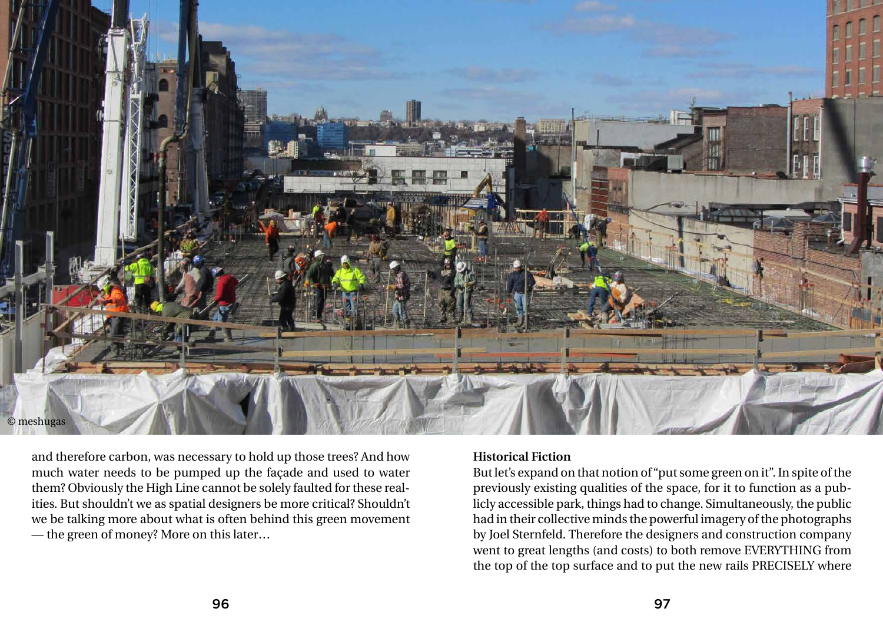© meshugas

and therefore carbon, was necessary to hold up those trees? And how much water needs to be pumped up the façade and used to water them? Obviously the High Line cannot be solely faulted for these realities. But shouldn't we as spatial designers be more critical? Shouldn't we be talking more about what is often behind this green movement — the green of money? More on this later…

**Historical Fiction**

But let's expand on that notion of "put some green on it". In spite of the previously existing qualities of the space, for it to function as a publicly accessible park, things had to change. Simultaneously, the public had in their collective minds the powerful imagery of the photographs by Joel Sternfeld. Therefore the designers and construction company went to great lengths (and costs) to both remove EVERYTHING from the top of the top surface and to put the new rails PRECISELY where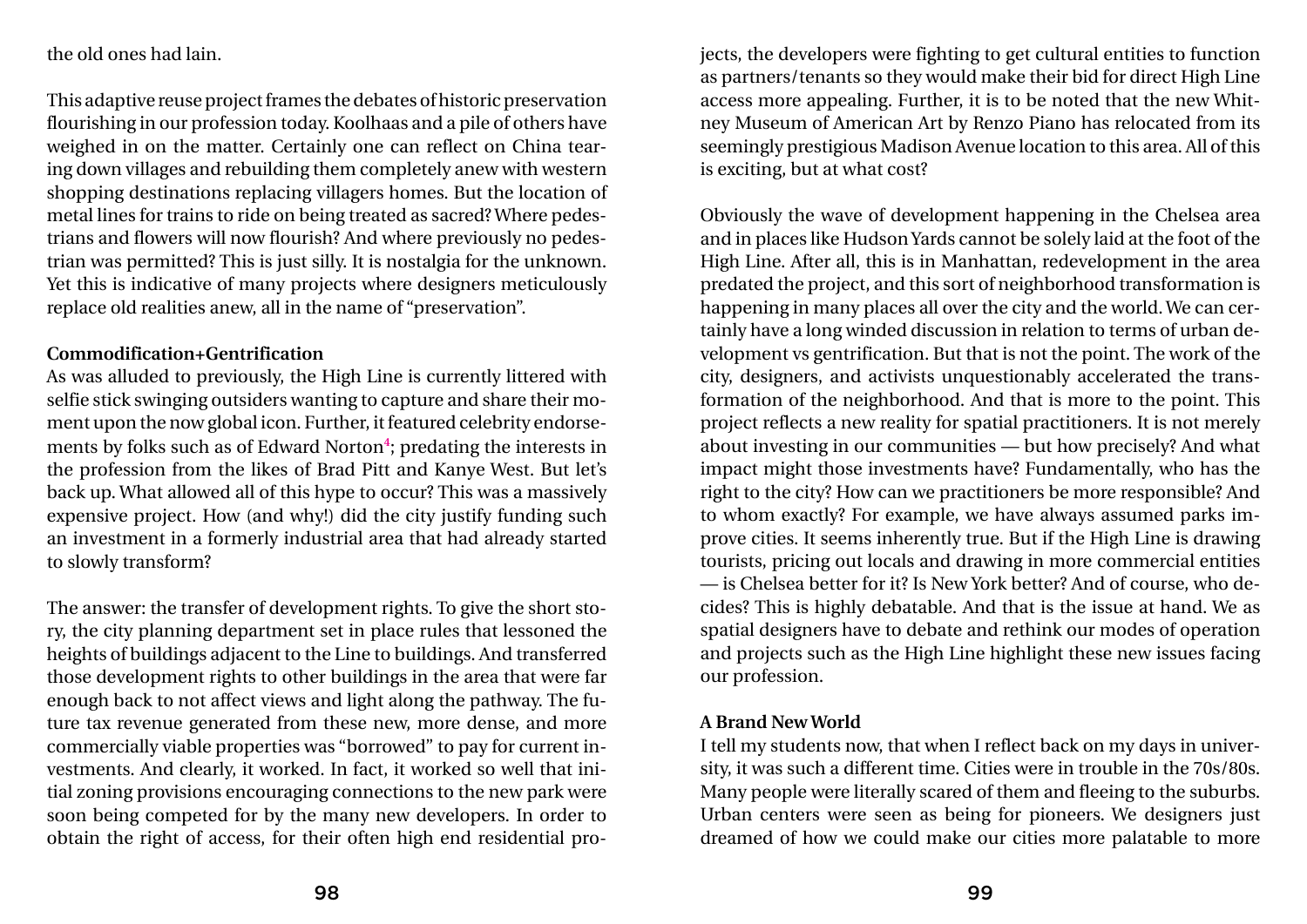the old ones had lain.

This adaptive reuse project frames the debates of historic preservation flourishing in our profession today. Koolhaas and a pile of others have weighed in on the matter. Certainly one can reflect on China tearing down villages and rebuilding them completely anew with western shopping destinations replacing villagers homes. But the location of metal lines for trains to ride on being treated as sacred? Where pedestrians and flowers will now flourish? And where previously no pedestrian was permitted? This is just silly. It is nostalgia for the unknown. Yet this is indicative of many projects where designers meticulously replace old realities anew, all in the name of "preservation".

**Commodification+Gentrification**

As was alluded to previously, the High Line is currently littered with selfie stick swinging outsiders wanting to capture and share their moment upon the now global icon. Further, it featured celebrity endorsements by folks such as of Edward Norton[4]; predating the interests in the profession from the likes of Brad Pitt and Kanye West. But let's back up. What allowed all of this hype to occur? This was a massively expensive project. How (and why!) did the city justify funding such an investment in a formerly industrial area that had already started to slowly transform?

The answer: the transfer of development rights. To give the short story, the city planning department set in place rules that lessoned the heights of buildings adjacent to the Line to buildings. And transferred those development rights to other buildings in the area that were far enough back to not affect views and light along the pathway. The future tax revenue generated from these new, more dense, and more commercially viable properties was "borrowed" to pay for current investments. And clearly, it worked. In fact, it worked so well that initial zoning provisions encouraging connections to the new park were soon being competed for by the many new developers. In order to obtain the right of access, for their often high end residential projects, the developers were fighting to get cultural entities to function as partners/tenants so they would make their bid for direct High Line access more appealing. Further, it is to be noted that the new Whitney Museum of American Art by Renzo Piano has relocated from its seemingly prestigious Madison Avenue location to this area. All of this is exciting, but at what cost?

Obviously the wave of development happening in the Chelsea area and in places like Hudson Yards cannot be solely laid at the foot of the High Line. After all, this is in Manhattan, redevelopment in the area predated the project, and this sort of neighborhood transformation is happening in many places all over the city and the world. We can certainly have a long winded discussion in relation to terms of urban development vs gentrification. But that is not the point. The work of the city, designers, and activists unquestionably accelerated the transformation of the neighborhood. And that is more to the point. This project reflects a new reality for spatial practitioners. It is not merely about investing in our communities — but how precisely? And what impact might those investments have? Fundamentally, who has the right to the city? How can we practitioners be more responsible? And to whom exactly? For example, we have always assumed parks improve cities. It seems inherently true. But if the High Line is drawing tourists, pricing out locals and drawing in more commercial entities — is Chelsea better for it? Is New York better? And of course, who decides? This is highly debatable. And that is the issue at hand. We as spatial designers have to debate and rethink our modes of operation and projects such as the High Line highlight these new issues facing our profession.

**A Brand New World**

I tell my students now, that when I reflect back on my days in university, it was such a different time. Cities were in trouble in the 70s/80s. Many people were literally scared of them and fleeing to the suburbs. Urban centers were seen as being for pioneers. We designers just dreamed of how we could make our cities more palatable to more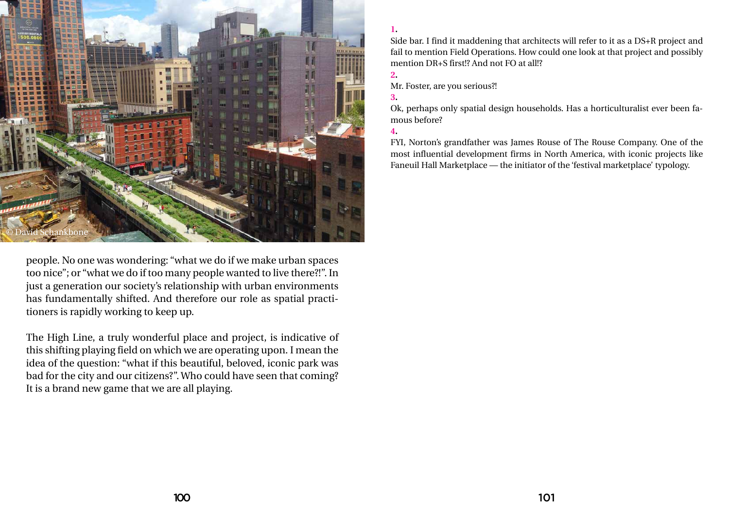© David Schankbone

people. No one was wondering: "what we do if we make urban spaces too nice"; or "what we do if too many people wanted to live there?!". In just a generation our society's relationship with urban environments has fundamentally shifted. And therefore our role as spatial practitioners is rapidly working to keep up.

The High Line, a truly wonderful place and project, is indicative of this shifting playing field on which we are operating upon. I mean the idea of the question: "what if this beautiful, beloved, iconic park was bad for the city and our citizens?". Who could have seen that coming? It is a brand new game that we are all playing.

**1.**
Side bar. I find it maddening that architects will refer to it as a DS+R project and fail to mention Field Operations. How could one look at that project and possibly mention DR+S first!? And not FO at all!?

**2.**
Mr. Foster, are you serious?!

**3.**
Ok, perhaps only spatial design households. Has a horticulturalist ever been famous before?

**4.**
FYI, Norton's grandfather was James Rouse of The Rouse Company. One of the most influential development firms in North America, with iconic projects like Faneuil Hall Marketplace — the initiator of the 'festival marketplace' typology.